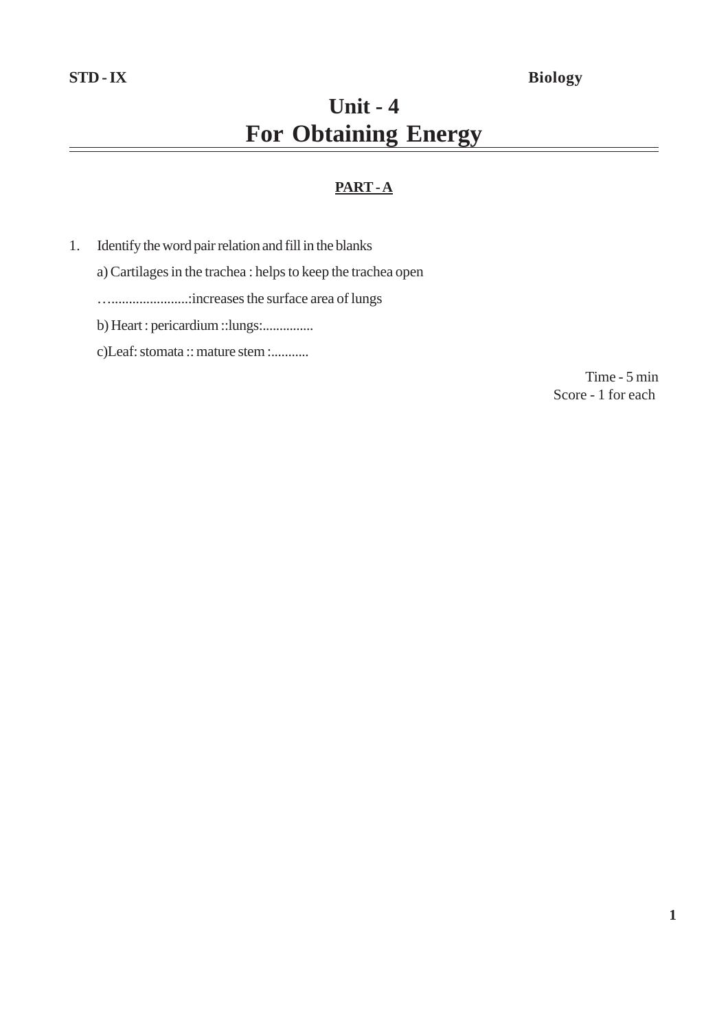STD - IX **Biology**

# Unit - 4
# For Obtaining Energy

## PART - A

1. Identify the word pair relation and fill in the blanks

   a) Cartilages in the trachea : helps to keep the trachea open

   …......................:increases the surface area of lungs

   b) Heart : pericardium ::lungs:...............

   c)Leaf: stomata :: mature stem :...........

Time - 5 min
Score - 1 for each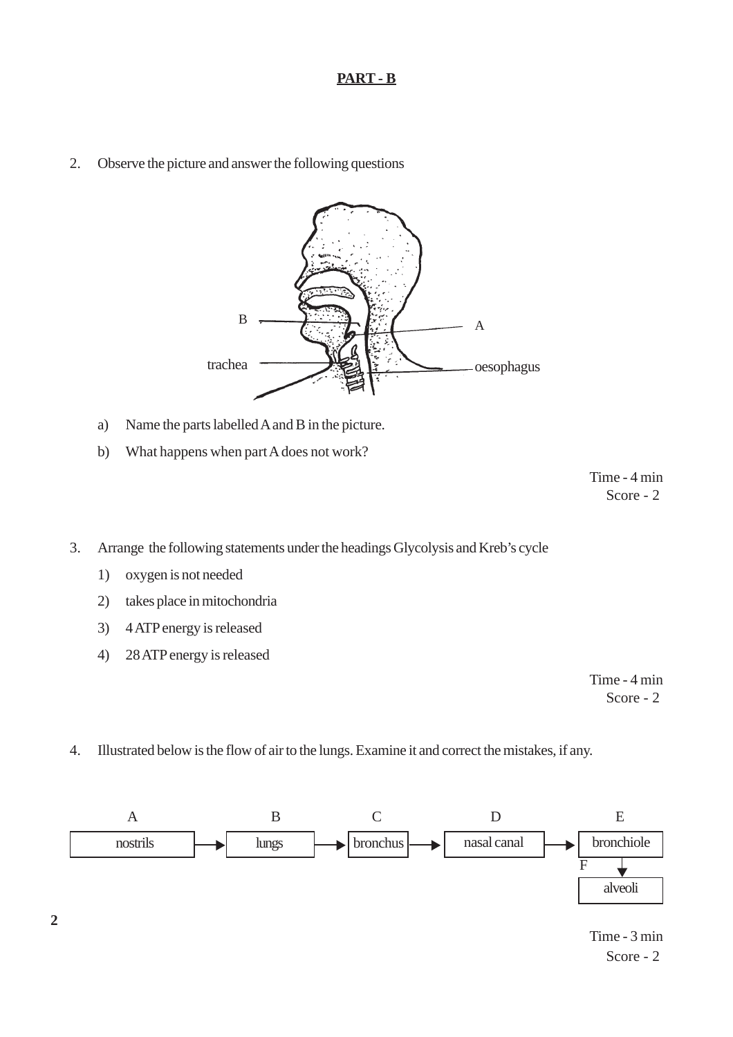## PART - B

2. Observe the picture and answer the following questions

B, A, trachea, oesophagus

   a) Name the parts labelled A and B in the picture.

   b) What happens when part A does not work?

Time - 4 min
Score - 2

3. Arrange the following statements under the headings Glycolysis and Kreb's cycle

   1) oxygen is not needed
   2) takes place in mitochondria
   3) 4 ATP energy is released
   4) 28 ATP energy is released

Time - 4 min
Score - 2

4. Illustrated below is the flow of air to the lungs. Examine it and correct the mistakes, if any.

A: nostrils → B: lungs → C: bronchus → D: nasal canal → E: bronchiole → F: alveoli

Time - 3 min
Score - 2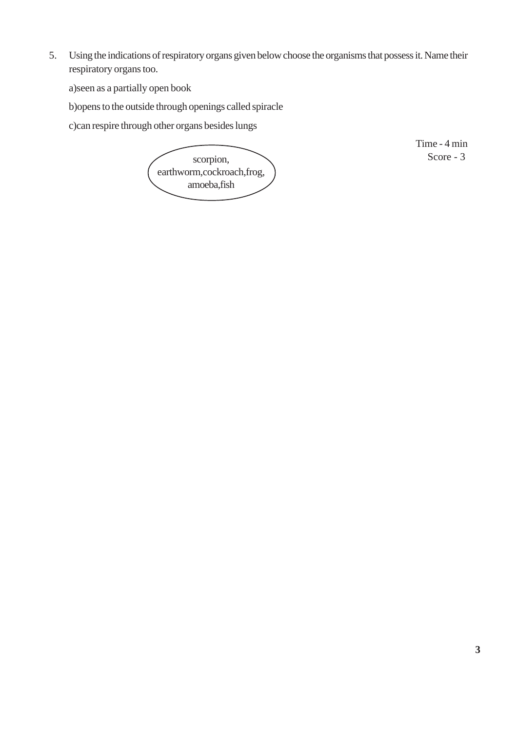5. Using the indications of respiratory organs given below choose the organisms that possess it. Name their respiratory organs too.

   a)seen as a partially open book

   b)opens to the outside through openings called spiracle

   c)can respire through other organs besides lungs

scorpion, earthworm,cockroach,frog, amoeba,fish

Time - 4 min
Score - 3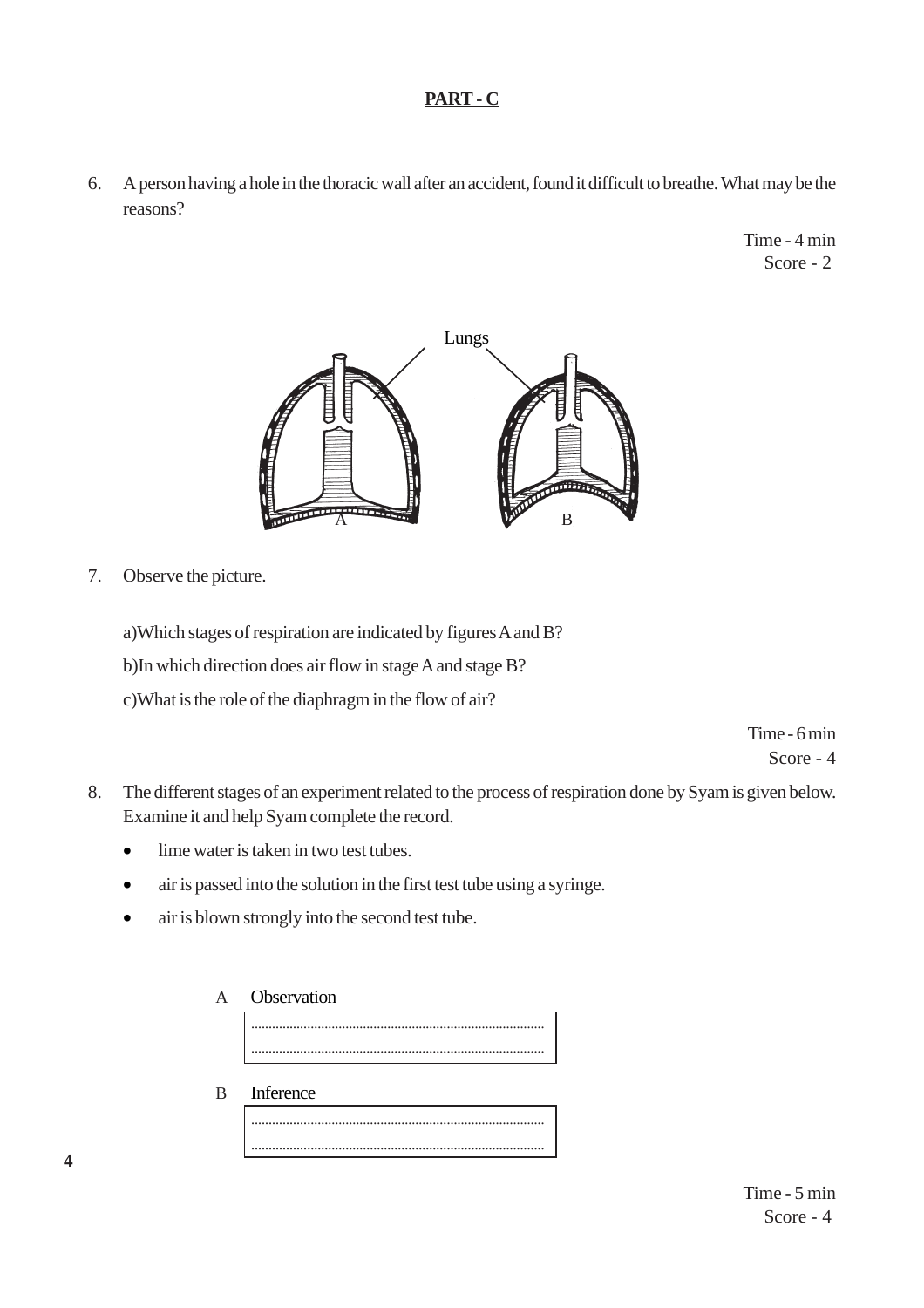## PART - C

6. A person having a hole in the thoracic wall after an accident, found it difficult to breathe. What may be the reasons?

Time - 4 min
Score - 2

Lungs

A B

7. Observe the picture.

   a) Which stages of respiration are indicated by figures A and B?

   b) In which direction does air flow in stage A and stage B?

   c) What is the role of the diaphragm in the flow of air?

Time - 6 min
Score - 4

8. The different stages of an experiment related to the process of respiration done by Syam is given below. Examine it and help Syam complete the record.

   - lime water is taken in two test tubes.
   - air is passed into the solution in the first test tube using a syringe.
   - air is blown strongly into the second test tube.

   A Observation

   ..............................................................................

   ..............................................................................

   B Inference

   ..............................................................................

   ..............................................................................

Time - 5 min
Score - 4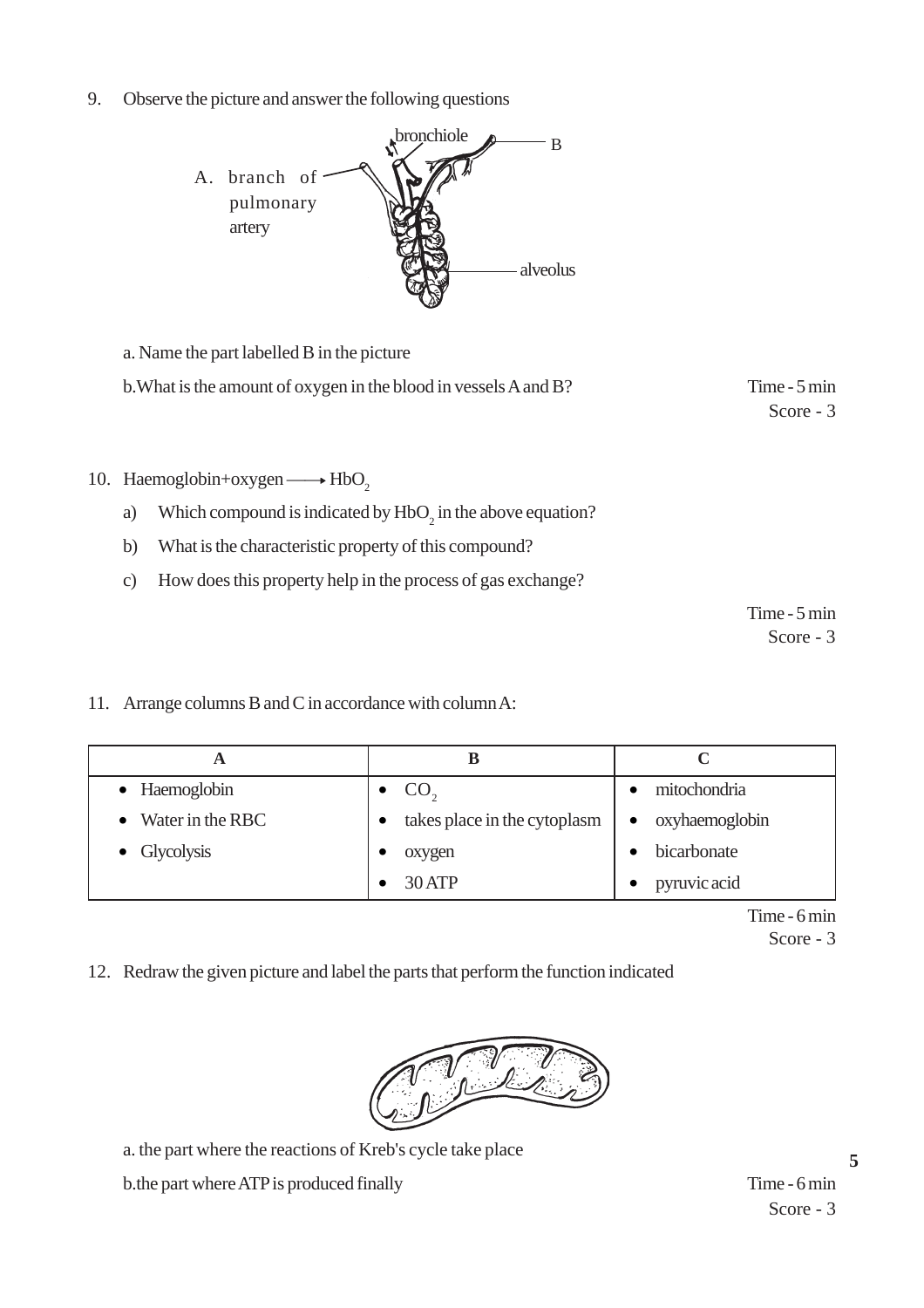9. Observe the picture and answer the following questions

A. branch of pulmonary artery

bronchiole

B

alveolus

a. Name the part labelled B in the picture

b. What is the amount of oxygen in the blood in vessels A and B?

Time - 5 min
Score - 3

10. Haemoglobin+oxygen ⟶ $HbO_2$

a) Which compound is indicated by $HbO_2$ in the above equation?

b) What is the characteristic property of this compound?

c) How does this property help in the process of gas exchange?

Time - 5 min
Score - 3

11. Arrange columns B and C in accordance with column A:

| A | B | C |
|---|---|---|
| • Haemoglobin | • $CO_2$ | • mitochondria |
| • Water in the RBC | • takes place in the cytoplasm | • oxyhaemoglobin |
| • Glycolysis | • oxygen | • bicarbonate |
| | • 30 ATP | • pyruvic acid |

Time - 6 min
Score - 3

12. Redraw the given picture and label the parts that perform the function indicated

a. the part where the reactions of Kreb's cycle take place

b. the part where ATP is produced finally

Time - 6 min
Score - 3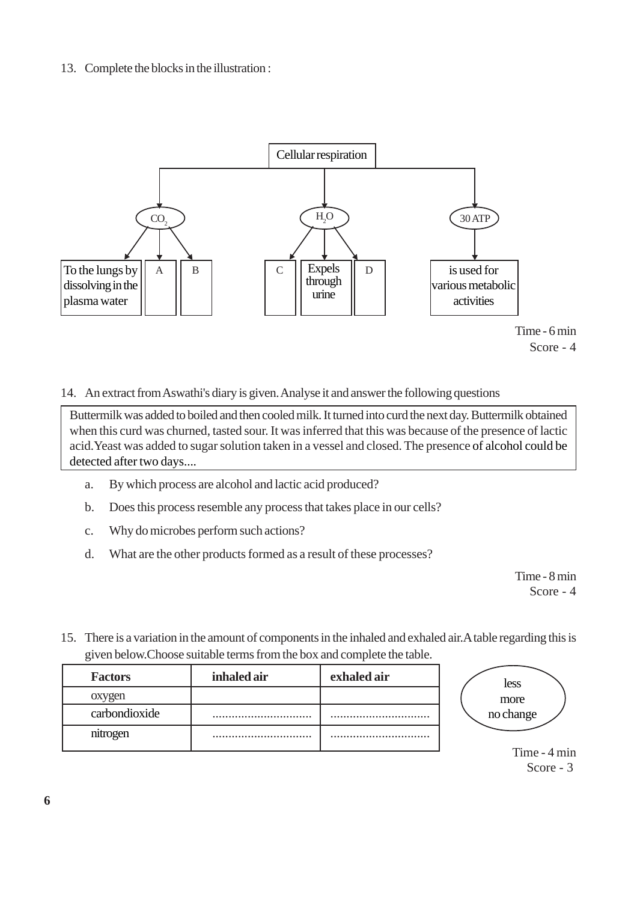13. Complete the blocks in the illustration :

Cellular respiration

- $CO_2$
  - To the lungs by dissolving in the plasma water
  - A
  - B
- $H_2O$
  - C
  - Expels through urine
  - D
- 30 ATP
  - is used for various metabolic activities

Time - 6 min
Score - 4

14. An extract from Aswathi's diary is given. Analyse it and answer the following questions

> Buttermilk was added to boiled and then cooled milk. It turned into curd the next day. Buttermilk obtained when this curd was churned, tasted sour. It was inferred that this was because of the presence of lactic acid. Yeast was added to sugar solution taken in a vessel and closed. The presence of alcohol could be detected after two days....

a. By which process are alcohol and lactic acid produced?

b. Does this process resemble any process that takes place in our cells?

c. Why do microbes perform such actions?

d. What are the other products formed as a result of these processes?

Time - 8 min
Score - 4

15. There is a variation in the amount of components in the inhaled and exhaled air. A table regarding this is given below. Choose suitable terms from the box and complete the table.

| Factors | inhaled air | exhaled air |
|---|---|---|
| oxygen | | |
| carbondioxide | .............................. | .............................. |
| nitrogen | .............................. | .............................. |

less
more
no change

Time - 4 min
Score - 3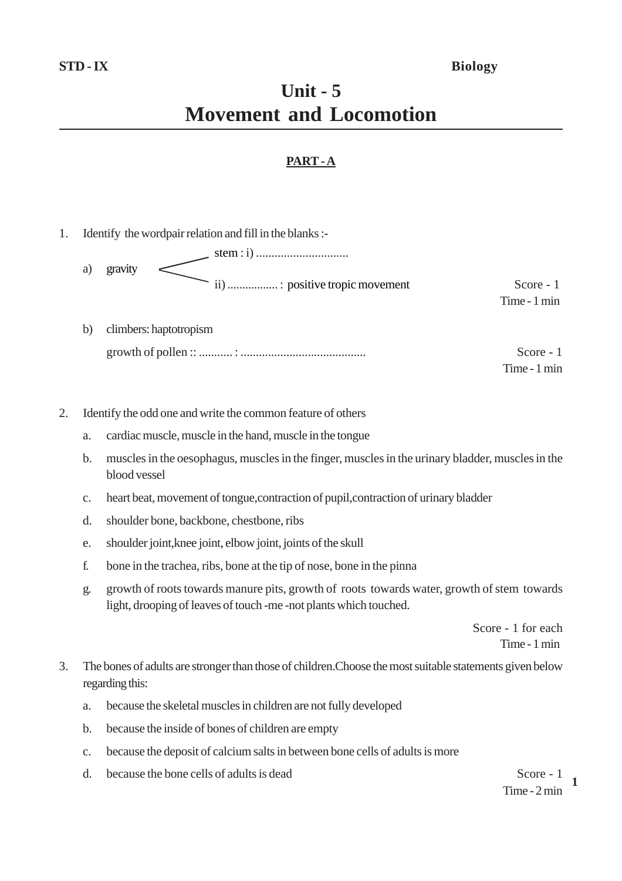**STD - IX** **Biology**

# Unit - 5
# Movement and Locomotion

## PART - A

1. Identify the wordpair relation and fill in the blanks :-

   a) gravity < stem : i) ..............................
   
      ii) ................. : positive tropic movement

   Score - 1
   Time - 1 min

   b) climbers: haptotropism

      growth of pollen :: ........... : .........................................

   Score - 1
   Time - 1 min

2. Identify the odd one and write the common feature of others

   a. cardiac muscle, muscle in the hand, muscle in the tongue
   b. muscles in the oesophagus, muscles in the finger, muscles in the urinary bladder, muscles in the blood vessel
   c. heart beat, movement of tongue,contraction of pupil,contraction of urinary bladder
   d. shoulder bone, backbone, chestbone, ribs
   e. shoulder joint,knee joint, elbow joint, joints of the skull
   f. bone in the trachea, ribs, bone at the tip of nose, bone in the pinna
   g. growth of roots towards manure pits, growth of roots towards water, growth of stem towards light, drooping of leaves of touch -me -not plants which touched.

   Score - 1 for each
   Time - 1 min

3. The bones of adults are stronger than those of children.Choose the most suitable statements given below regarding this:

   a. because the skeletal muscles in children are not fully developed
   b. because the inside of bones of children are empty
   c. because the deposit of calcium salts in between bone cells of adults is more
   d. because the bone cells of adults is dead

   Score - 1
   Time - 2 min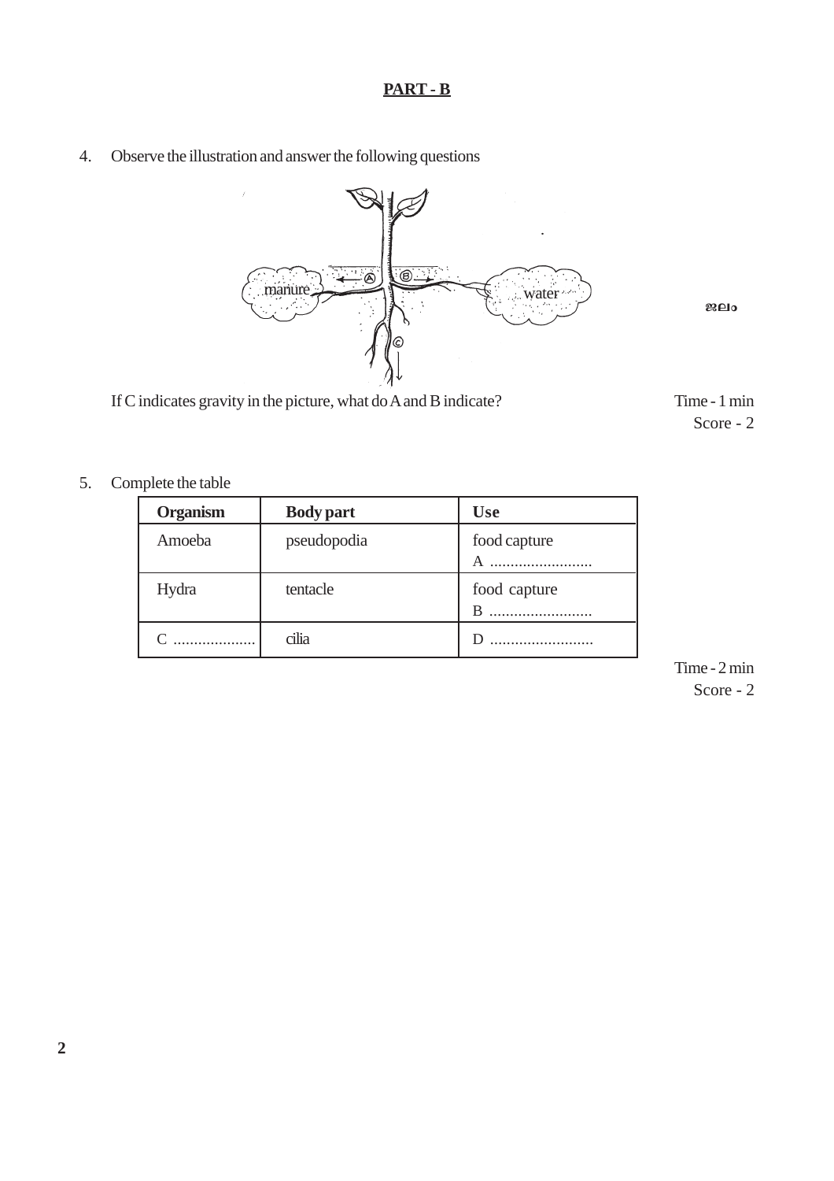## PART - B

4. Observe the illustration and answer the following questions

manure — A — B — water

C

ജലം

If C indicates gravity in the picture, what do A and B indicate?

Time - 1 min
Score - 2

5. Complete the table

| Organism | Body part | Use |
|---|---|---|
| Amoeba | pseudopodia | food capture<br>A ......................... |
| Hydra | tentacle | food capture<br>B ......................... |
| C .................... | cilia | D ......................... |

Time - 2 min
Score - 2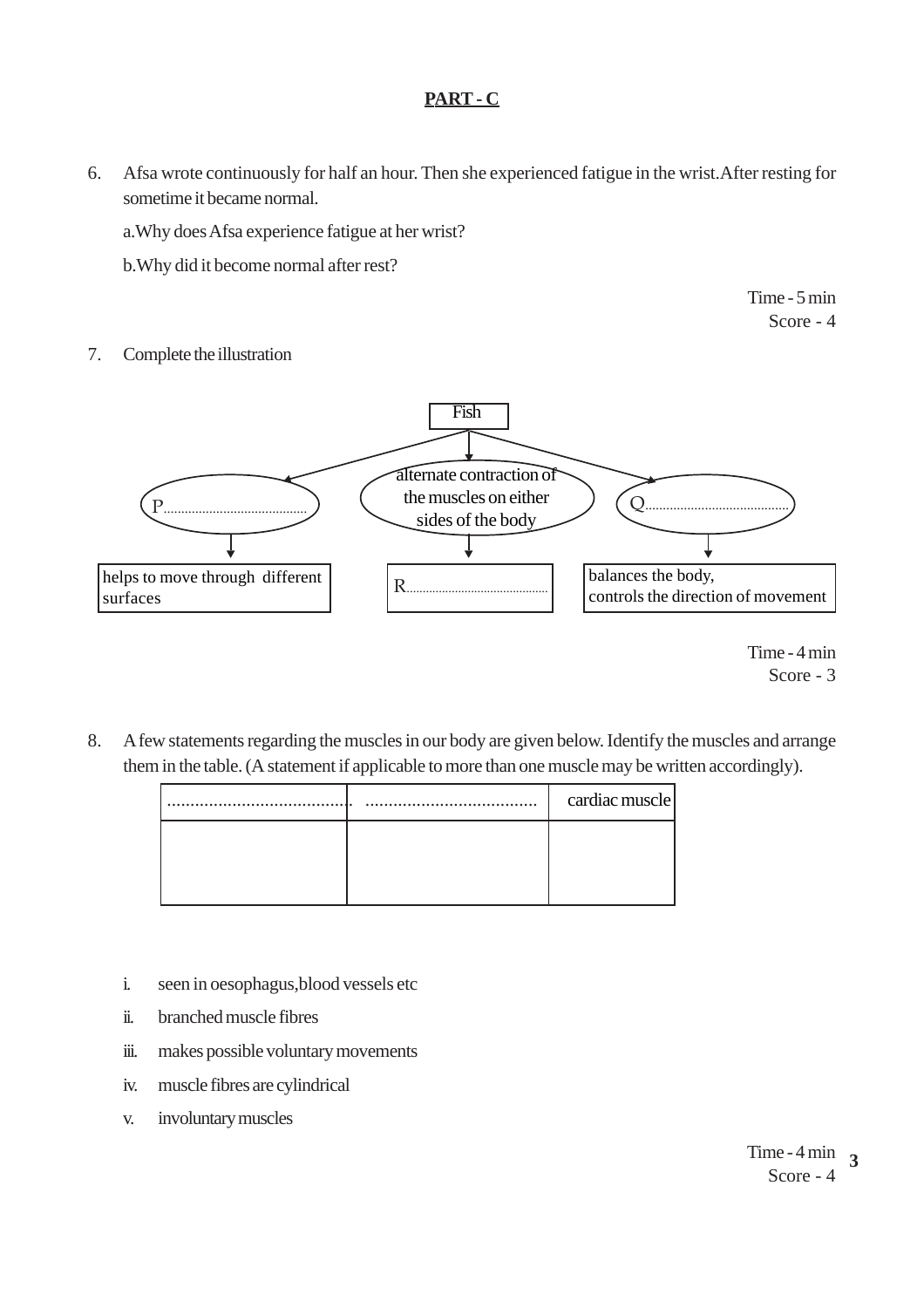## PART - C

6. Afsa wrote continuously for half an hour. Then she experienced fatigue in the wrist.After resting for sometime it became normal.

   a.Why does Afsa experience fatigue at her wrist?

   b.Why did it become normal after rest?

Time - 5 min
Score - 4

7. Complete the illustration

Fish
- P..........................................
  - helps to move through different surfaces
- alternate contraction of the muscles on either sides of the body
  - R..........................................
- Q..........................................
  - balances the body, controls the direction of movement

Time - 4 min
Score - 3

8. A few statements regarding the muscles in our body are given below. Identify the muscles and arrange them in the table. (A statement if applicable to more than one muscle may be written accordingly).

| ........................................ | ........................................ | cardiac muscle |
|---|---|---|
| | | |

   i. seen in oesophagus,blood vessels etc

   ii. branched muscle fibres

   iii. makes possible voluntary movements

   iv. muscle fibres are cylindrical

   v. involuntary muscles

Time - 4 min
Score - 4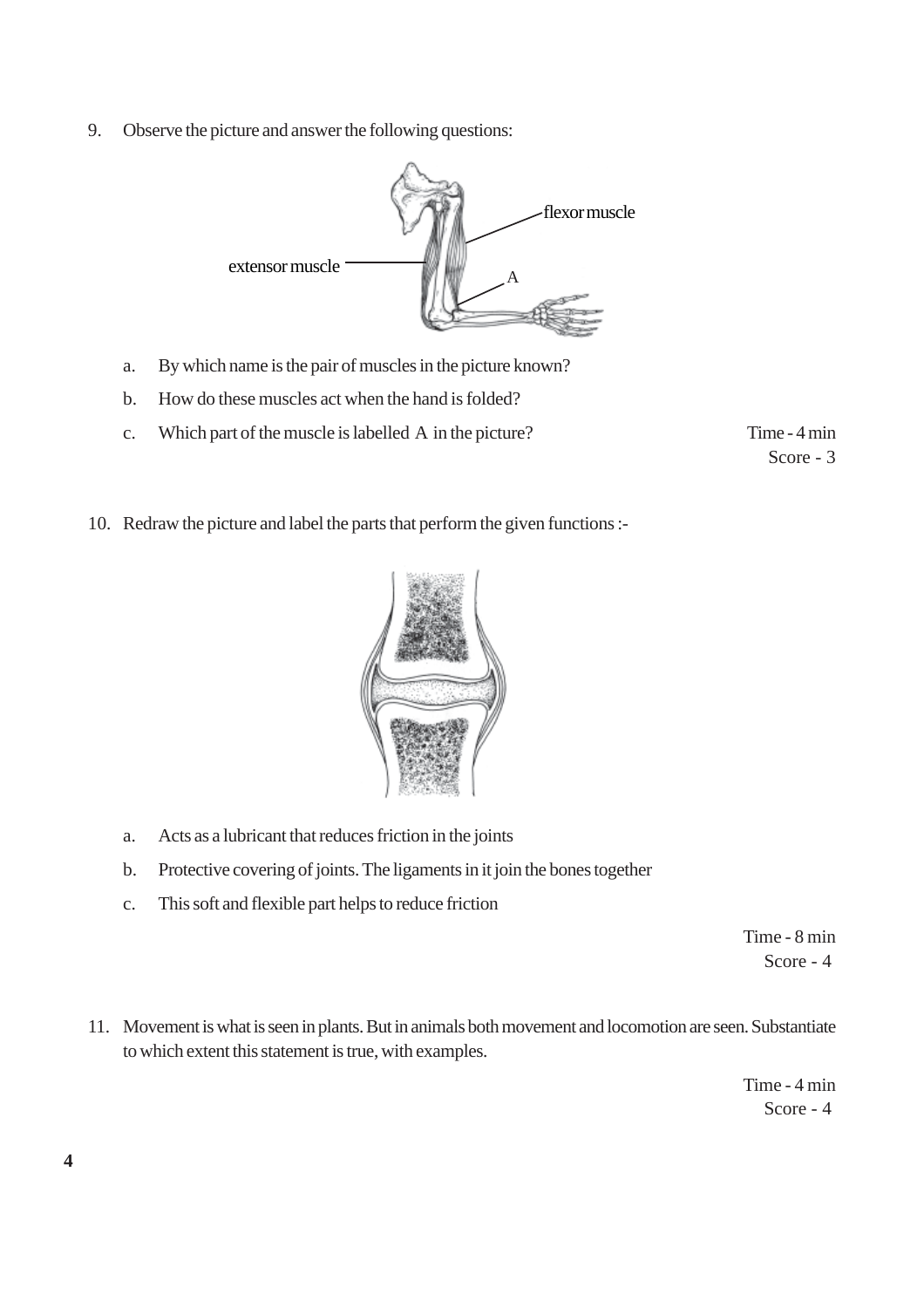9. Observe the picture and answer the following questions:

   a. By which name is the pair of muscles in the picture known?

   b. How do these muscles act when the hand is folded?

   c. Which part of the muscle is labelled A in the picture?

Time - 4 min
Score - 3

10. Redraw the picture and label the parts that perform the given functions :-

   a. Acts as a lubricant that reduces friction in the joints

   b. Protective covering of joints. The ligaments in it join the bones together

   c. This soft and flexible part helps to reduce friction

Time - 8 min
Score - 4

11. Movement is what is seen in plants. But in animals both movement and locomotion are seen. Substantiate to which extent this statement is true, with examples.

Time - 4 min
Score - 4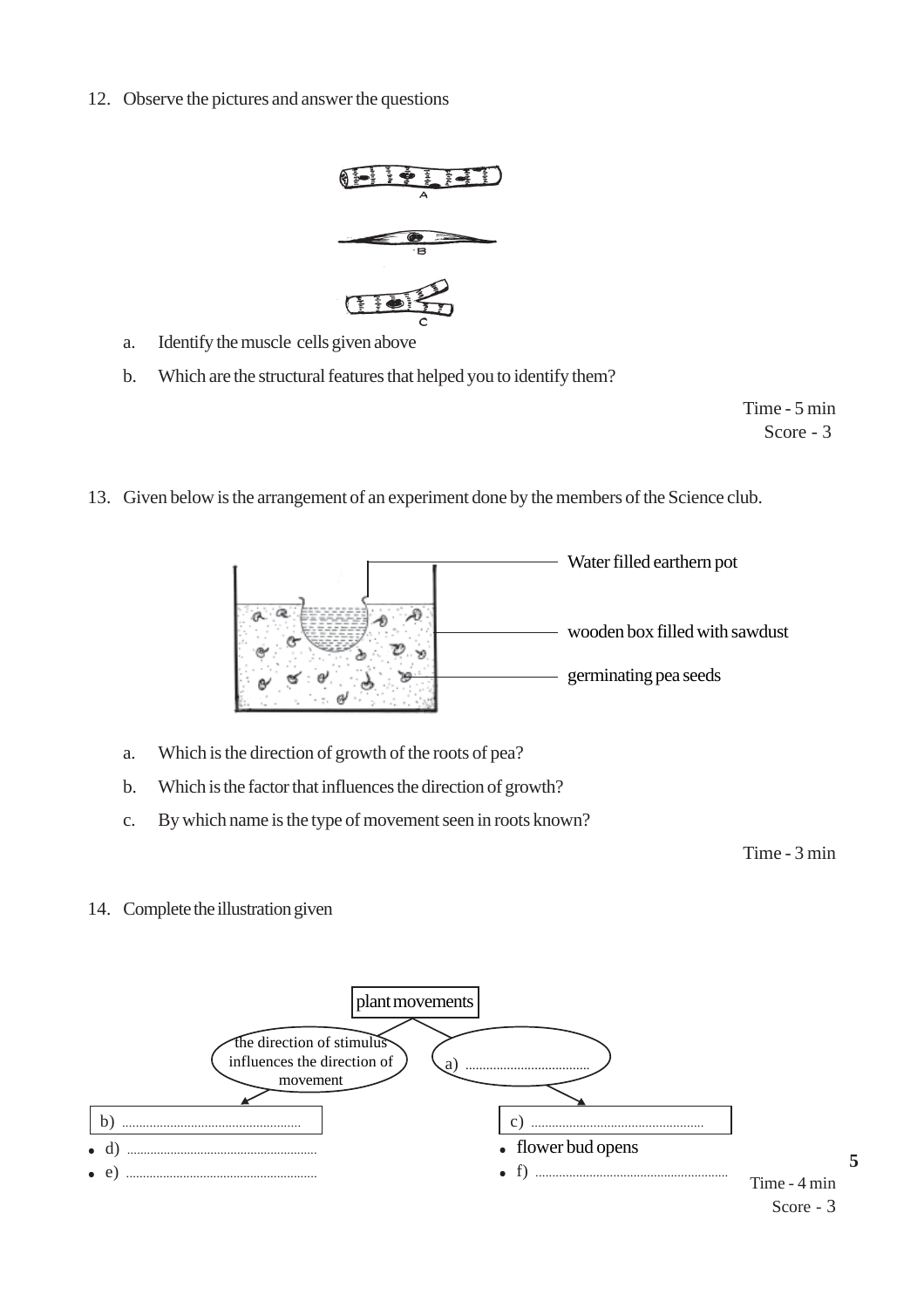12. Observe the pictures and answer the questions

 a. Identify the muscle cells given above

 b. Which are the structural features that helped you to identify them?

Time - 5 min
Score - 3

13. Given below is the arrangement of an experiment done by the members of the Science club.

Water filled earthern pot

wooden box filled with sawdust

germinating pea seeds

 a. Which is the direction of growth of the roots of pea?

 b. Which is the factor that influences the direction of growth?

 c. By which name is the type of movement seen in roots known?

Time - 3 min

14. Complete the illustration given

plant movements

- the direction of stimulus influences the direction of movement
  - b) ..................
    - d) ..................
    - e) ..................
- a) ..................
  - c) ..................
    - flower bud opens
    - f) ..................

Time - 4 min
Score - 3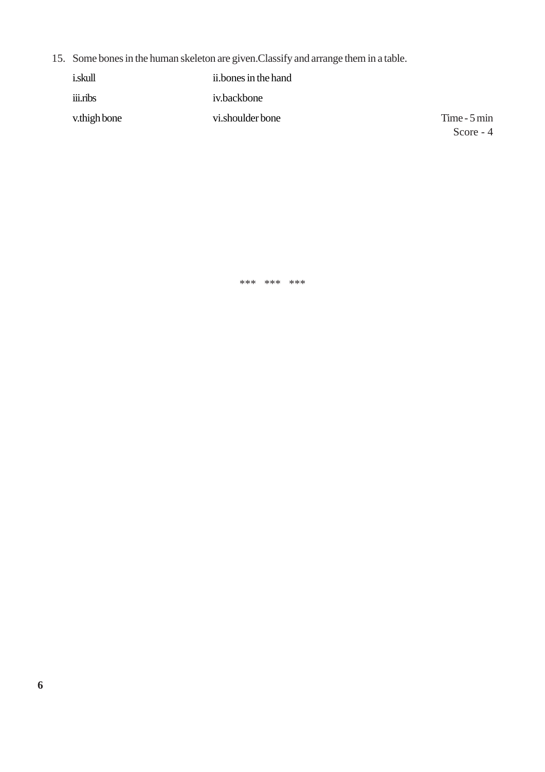15. Some bones in the human skeleton are given.Classify and arrange them in a table.

| | |
|---|---|
| i.skull | ii.bones in the hand |
| iii.ribs | iv.backbone |
| v.thigh bone | vi.shoulder bone |

Time - 5 min
Score - 4

*** *** ***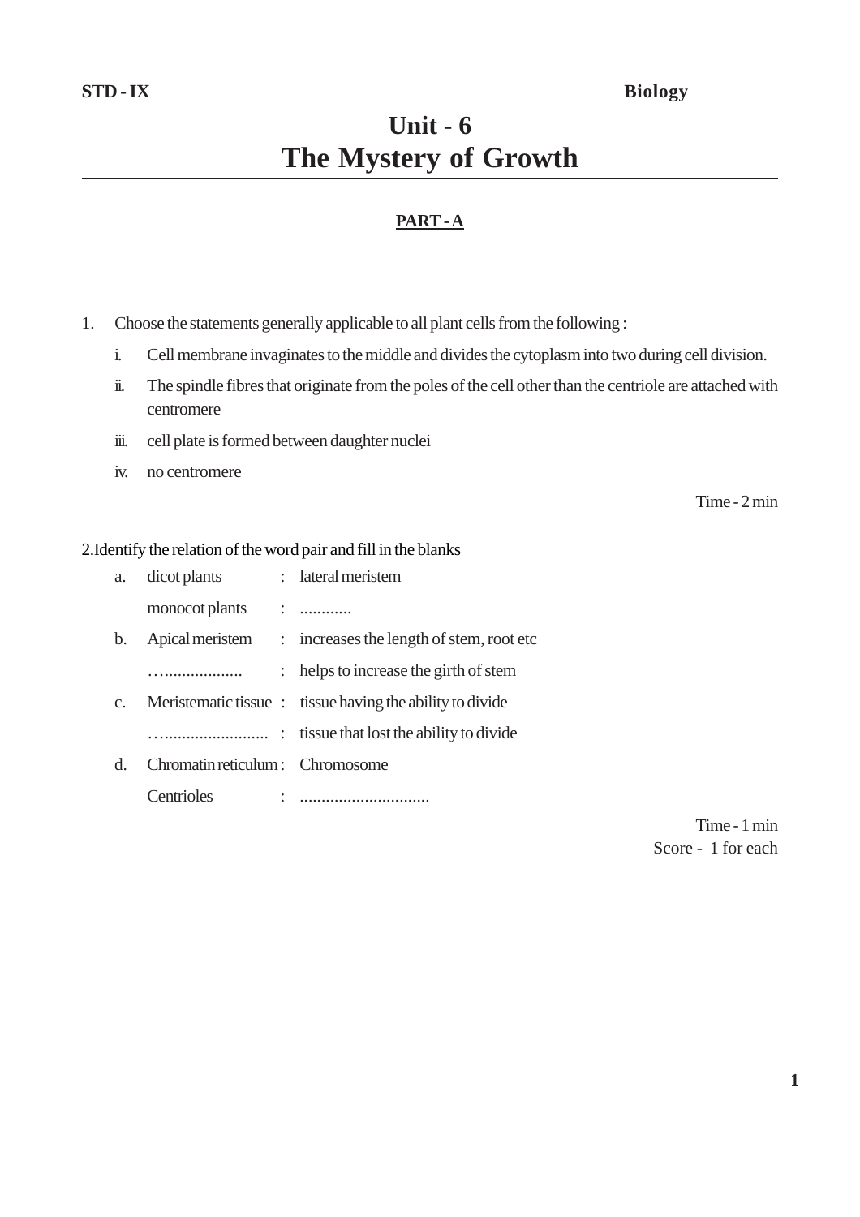**STD - IX** **Biology**

# Unit - 6
# The Mystery of Growth

## PART - A

1. Choose the statements generally applicable to all plant cells from the following :

   i. Cell membrane invaginates to the middle and divides the cytoplasm into two during cell division.

   ii. The spindle fibres that originate from the poles of the cell other than the centriole are attached with centromere

   iii. cell plate is formed between daughter nuclei

   iv. no centromere

Time - 2 min

2.Identify the relation of the word pair and fill in the blanks

a. dicot plants : lateral meristem
   monocot plants : ............

b. Apical meristem : increases the length of stem, root etc
   …................. : helps to increase the girth of stem

c. Meristematic tissue : tissue having the ability to divide
   …........................ : tissue that lost the ability to divide

d. Chromatin reticulum : Chromosome
   Centrioles : .............................

Time - 1 min

Score - 1 for each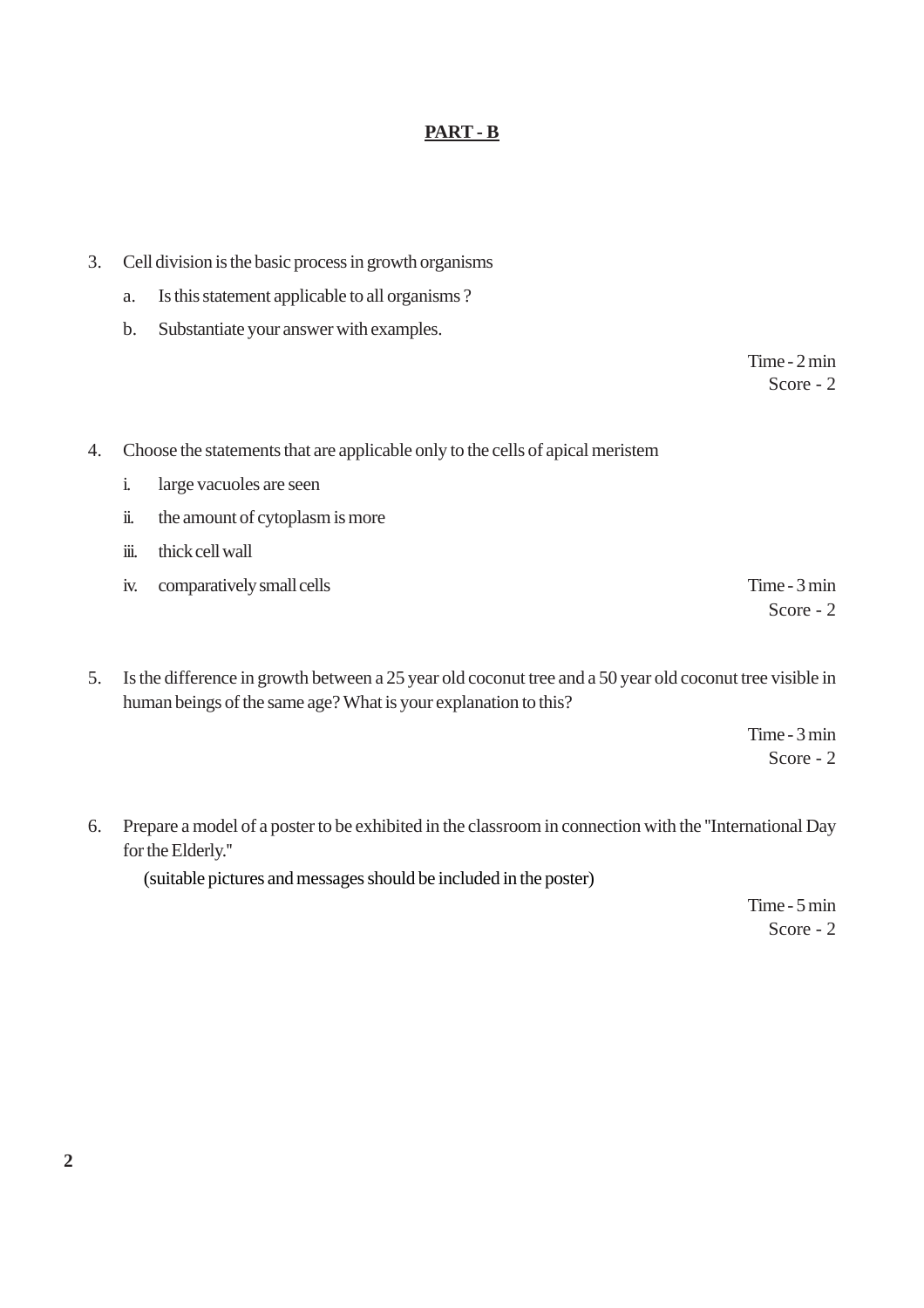## PART - B

3. Cell division is the basic process in growth organisms

   a. Is this statement applicable to all organisms ?

   b. Substantiate your answer with examples.

   Time - 2 min
   Score - 2

4. Choose the statements that are applicable only to the cells of apical meristem

   i. large vacuoles are seen

   ii. the amount of cytoplasm is more

   iii. thick cell wall

   iv. comparatively small cells

   Time - 3 min
   Score - 2

5. Is the difference in growth between a 25 year old coconut tree and a 50 year old coconut tree visible in human beings of the same age? What is your explanation to this?

   Time - 3 min
   Score - 2

6. Prepare a model of a poster to be exhibited in the classroom in connection with the "International Day for the Elderly."

   (suitable pictures and messages should be included in the poster)

   Time - 5 min
   Score - 2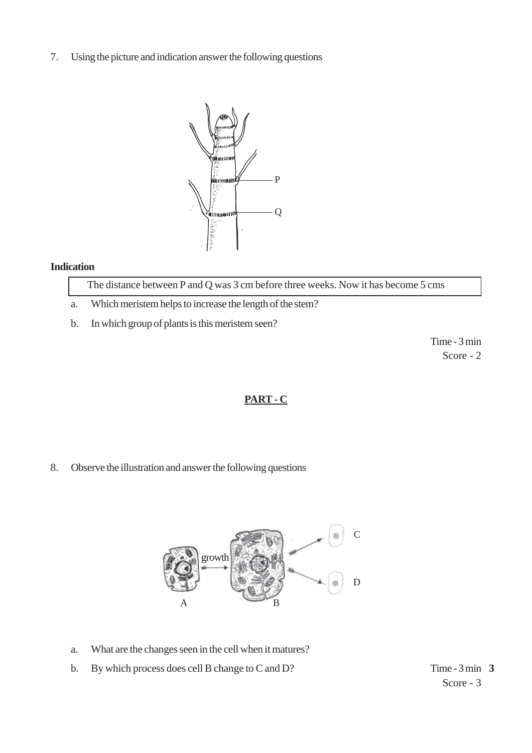7. Using the picture and indication answer the following questions

**Indication**

| The distance between P and Q was 3 cm before three weeks. Now it has become 5 cms |
| --- |

a. Which meristem helps to increase the length of the stem?

b. In which group of plants is this meristem seen?

Time - 3 min
Score - 2

## PART - C

8. Observe the illustration and answer the following questions

a. What are the changes seen in the cell when it matures?

b. By which process does cell B change to C and D?

Time - 3 min
Score - 3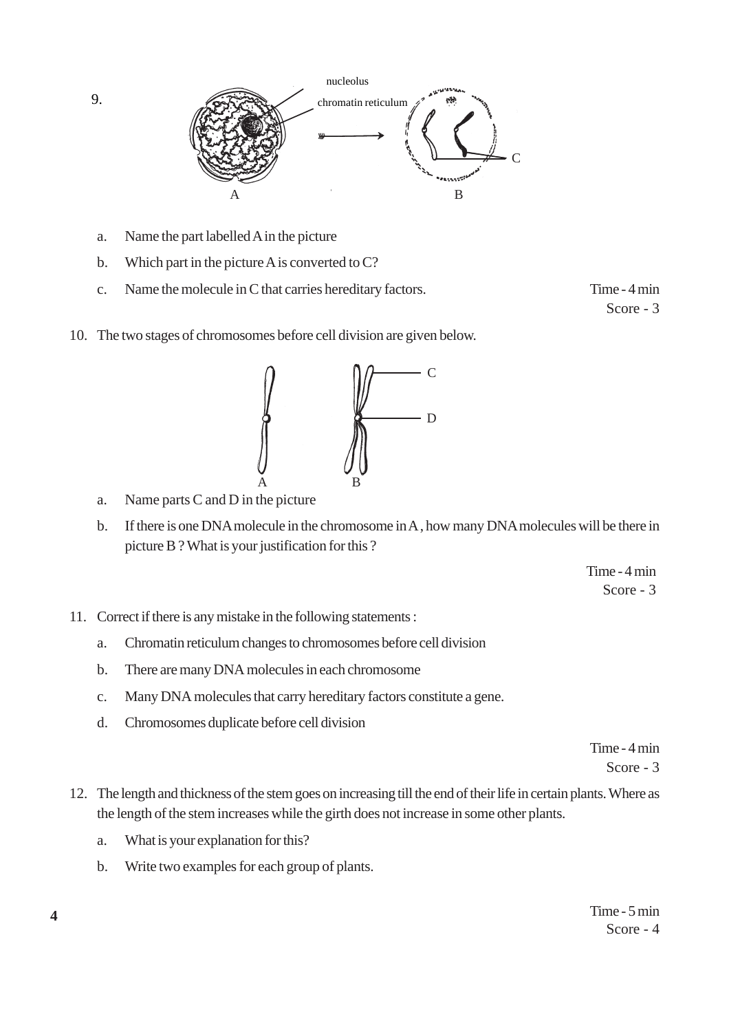9.

nucleolus

chromatin reticulum

A B C

a. Name the part labelled A in the picture

b. Which part in the picture A is converted to C?

c. Name the molecule in C that carries hereditary factors.

Time - 4 min
Score - 3

10. The two stages of chromosomes before cell division are given below.

C D

A B

a. Name parts C and D in the picture

b. If there is one DNA molecule in the chromosome in A , how many DNA molecules will be there in picture B ? What is your justification for this ?

Time - 4 min
Score - 3

11. Correct if there is any mistake in the following statements :

a. Chromatin reticulum changes to chromosomes before cell division

b. There are many DNA molecules in each chromosome

c. Many DNA molecules that carry hereditary factors constitute a gene.

d. Chromosomes duplicate before cell division

Time - 4 min
Score - 3

12. The length and thickness of the stem goes on increasing till the end of their life in certain plants. Where as the length of the stem increases while the girth does not increase in some other plants.

a. What is your explanation for this?

b. Write two examples for each group of plants.

Time - 5 min
Score - 4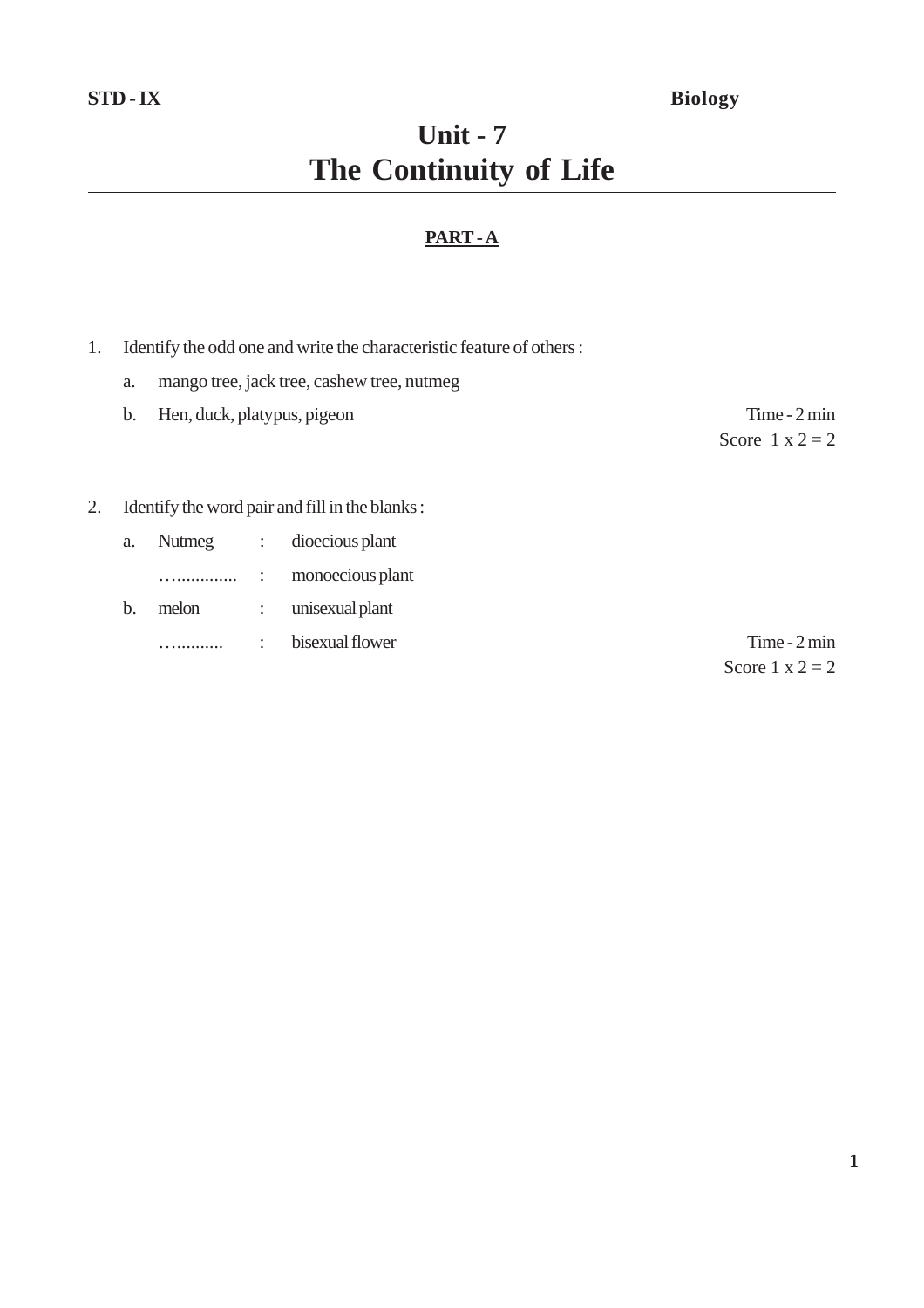STD - IX **Biology**

# Unit - 7
# The Continuity of Life

## PART - A

1. Identify the odd one and write the characteristic feature of others :

   a. mango tree, jack tree, cashew tree, nutmeg

   b. Hen, duck, platypus, pigeon

   Time - 2 min
   Score 1 x 2 = 2

2. Identify the word pair and fill in the blanks :

   a. Nutmeg : dioecious plant

      …............ : monoecious plant

   b. melon : unisexual plant

      …......... : bisexual flower

   Time - 2 min
   Score 1 x 2 = 2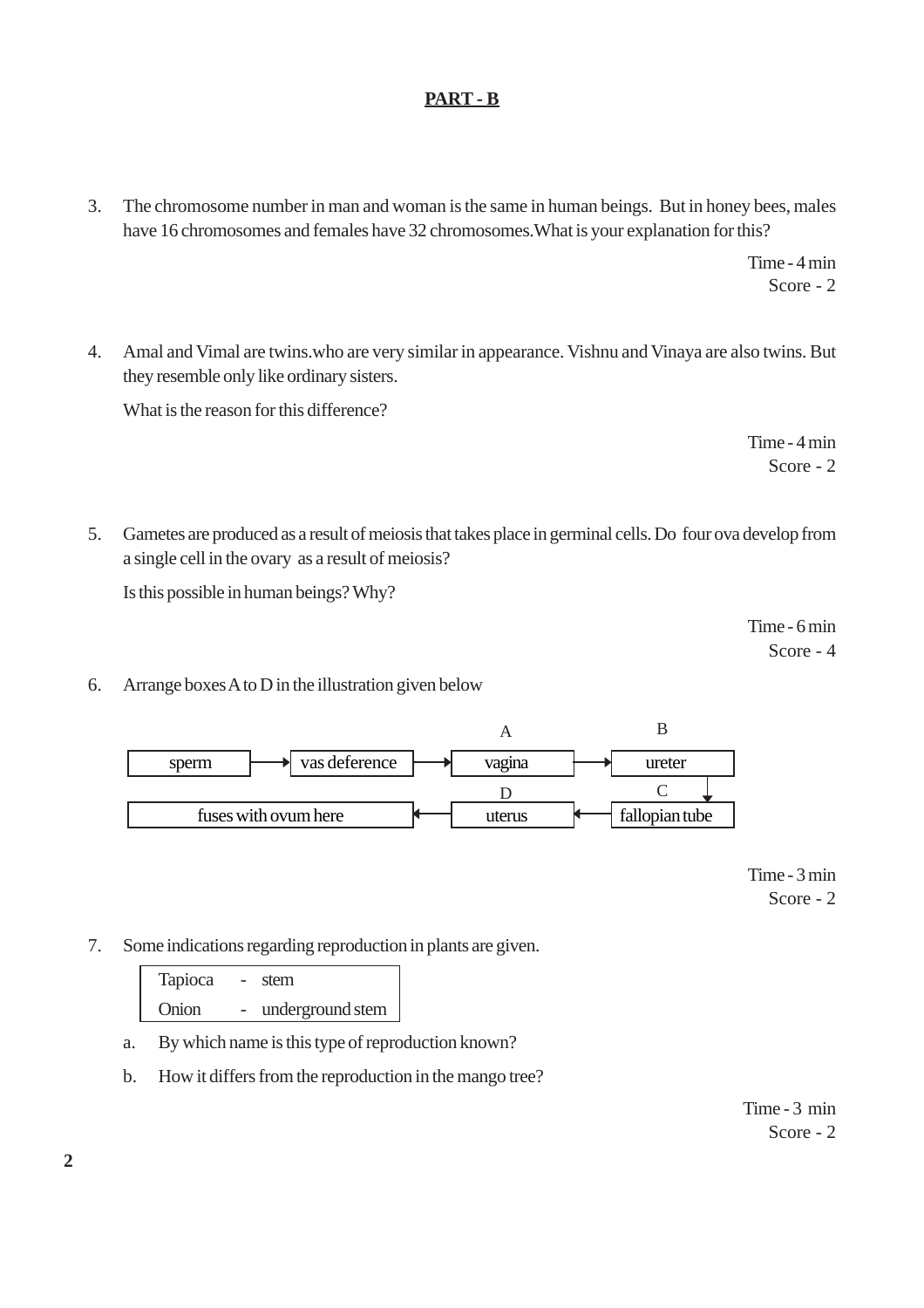## PART - B

3. The chromosome number in man and woman is the same in human beings. But in honey bees, males have 16 chromosomes and females have 32 chromosomes.What is your explanation for this?

Time - 4 min
Score - 2

4. Amal and Vimal are twins.who are very similar in appearance. Vishnu and Vinaya are also twins. But they resemble only like ordinary sisters.

   What is the reason for this difference?

Time - 4 min
Score - 2

5. Gametes are produced as a result of meiosis that takes place in germinal cells. Do four ova develop from a single cell in the ovary as a result of meiosis?

   Is this possible in human beings? Why?

Time - 6 min
Score - 4

6. Arrange boxes A to D in the illustration given below

sperm → vas deference → A: vagina → B: ureter → C: fallopian tube → D: uterus → fuses with ovum here

Time - 3 min
Score - 2

7. Some indications regarding reproduction in plants are given.

| | | |
|---|---|---|
| Tapioca | - | stem |
| Onion | - | underground stem |

   a. By which name is this type of reproduction known?

   b. How it differs from the reproduction in the mango tree?

Time - 3 min
Score - 2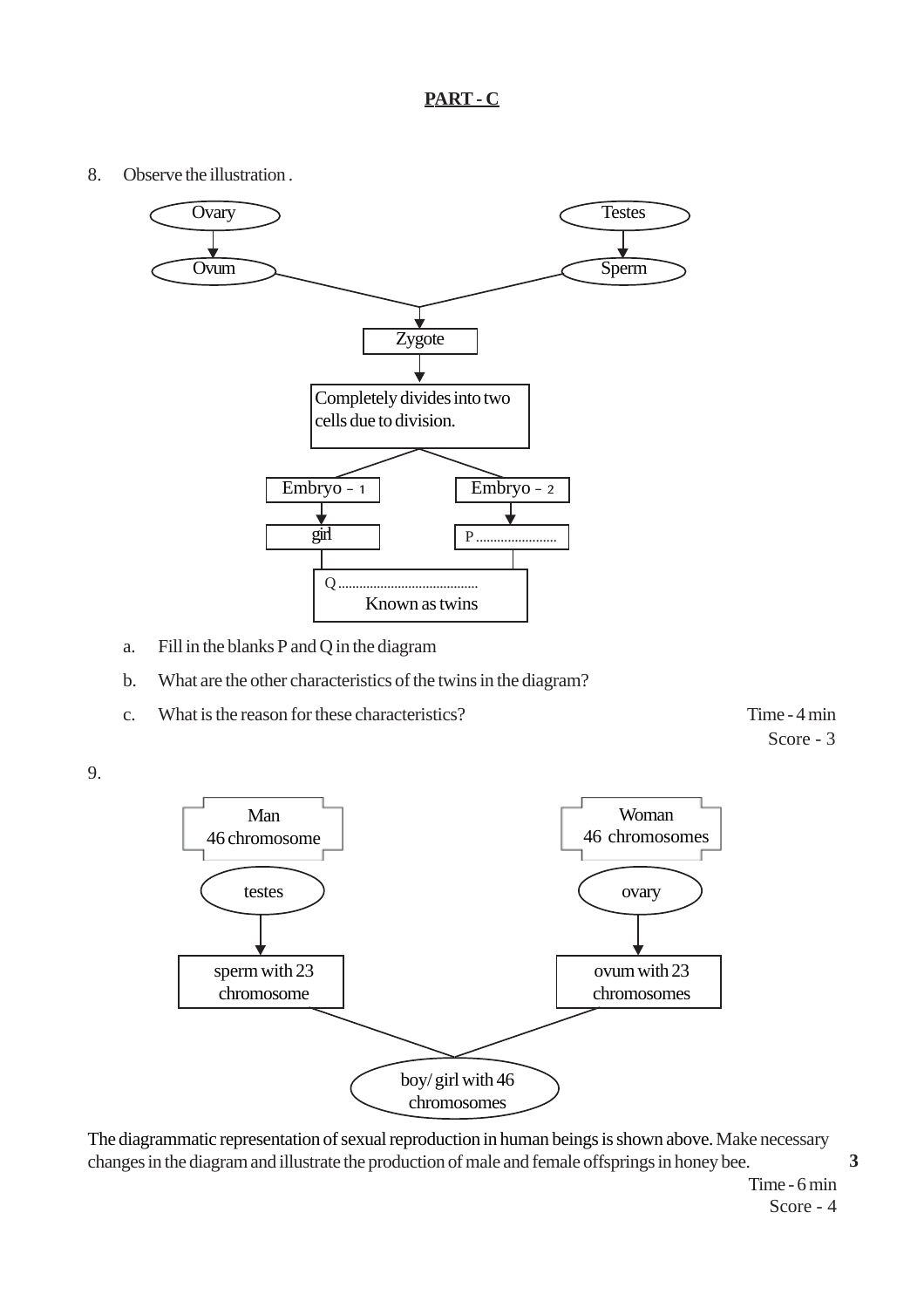## PART - C

8. Observe the illustration .

```
Ovary                                   Testes
  ↓                                       ↓
Ovum                                    Sperm
        \                           /
                  Zygote
                    ↓
   Completely divides into two
   cells due to division.
            /            \
     Embryo - 1       Embryo - 2
         ↓                ↓
        girl          P ..................
            \            /
   Q ....................................
          Known as twins
```

a. Fill in the blanks P and Q in the diagram

b. What are the other characteristics of the twins in the diagram?

c. What is the reason for these characteristics?

Time - 4 min
Score - 3

9.

```
Man                                  Woman
46 chromosome                        46 chromosomes
    ↓                                    ↓
  testes                               ovary
    ↓                                    ↓
sperm with 23                        ovum with 23
chromosome                           chromosomes
            \                       /
              boy/ girl with 46
                 chromosomes
```

The diagrammatic representation of sexual reproduction in human beings is shown above. Make necessary changes in the diagram and illustrate the production of male and female offsprings in honey bee.

Time - 6 min
Score - 4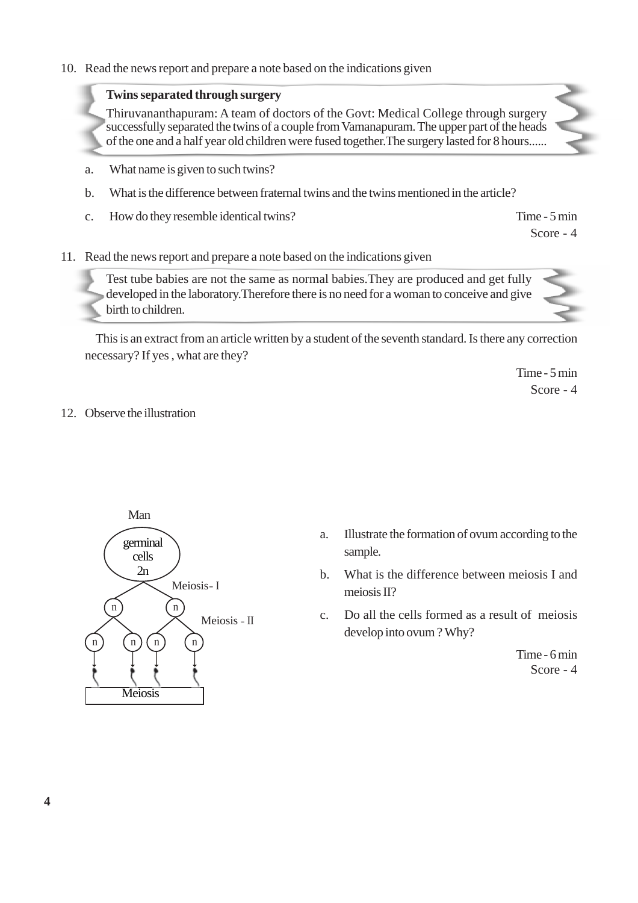10. Read the news report and prepare a note based on the indications given

> **Twins separated through surgery**
>
> Thiruvananthapuram: A team of doctors of the Govt: Medical College through surgery successfully separated the twins of a couple from Vamanapuram. The upper part of the heads of the one and a half year old children were fused together.The surgery lasted for 8 hours......

a. What name is given to such twins?

b. What is the difference between fraternal twins and the twins mentioned in the article?

c. How do they resemble identical twins?

Time - 5 min
Score - 4

11. Read the news report and prepare a note based on the indications given

> Test tube babies are not the same as normal babies.They are produced and get fully developed in the laboratory.Therefore there is no need for a woman to conceive and give birth to children.

This is an extract from an article written by a student of the seventh standard. Is there any correction necessary? If yes , what are they?

Time - 5 min
Score - 4

12. Observe the illustration

Man

germinal cells 2n

Meiosis - I

n n

Meiosis - II

n n n n

Meiosis

a. Illustrate the formation of ovum according to the sample.

b. What is the difference between meiosis I and meiosis II?

c. Do all the cells formed as a result of meiosis develop into ovum ? Why?

Time - 6 min
Score - 4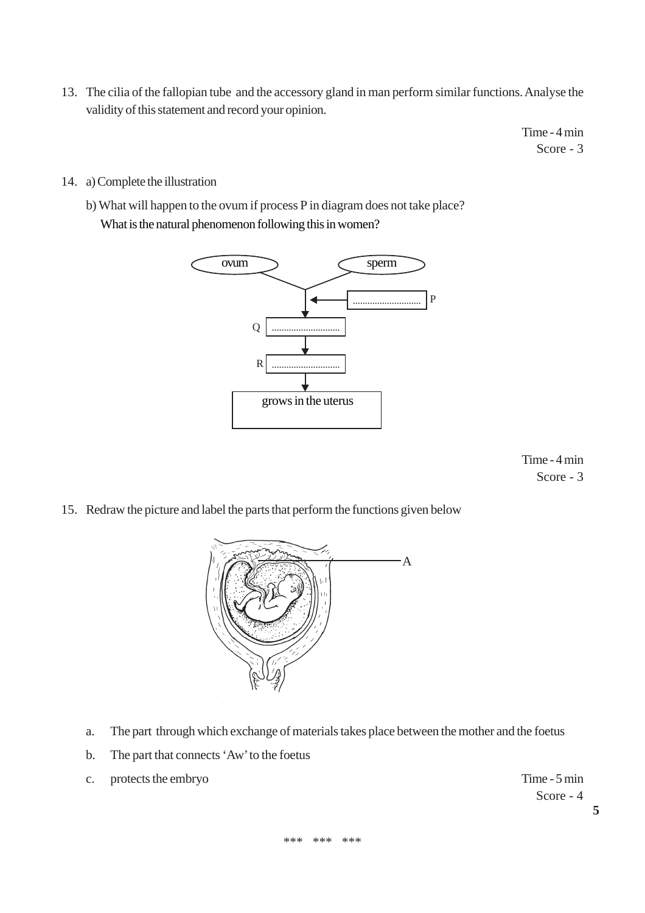13. The cilia of the fallopian tube and the accessory gland in man perform similar functions. Analyse the validity of this statement and record your opinion.

Time - 4 min
Score - 3

14. a) Complete the illustration

    b) What will happen to the ovum if process P in diagram does not take place?
    What is the natural phenomenon following this in women?

ovum — sperm

P ............................

Q ............................

R ............................

grows in the uterus

Time - 4 min
Score - 3

15. Redraw the picture and label the parts that perform the functions given below

A

a. The part through which exchange of materials takes place between the mother and the foetus

b. The part that connects 'Aw' to the foetus

c. protects the embryo

Time - 5 min
Score - 4

\*\*\* \*\*\* \*\*\*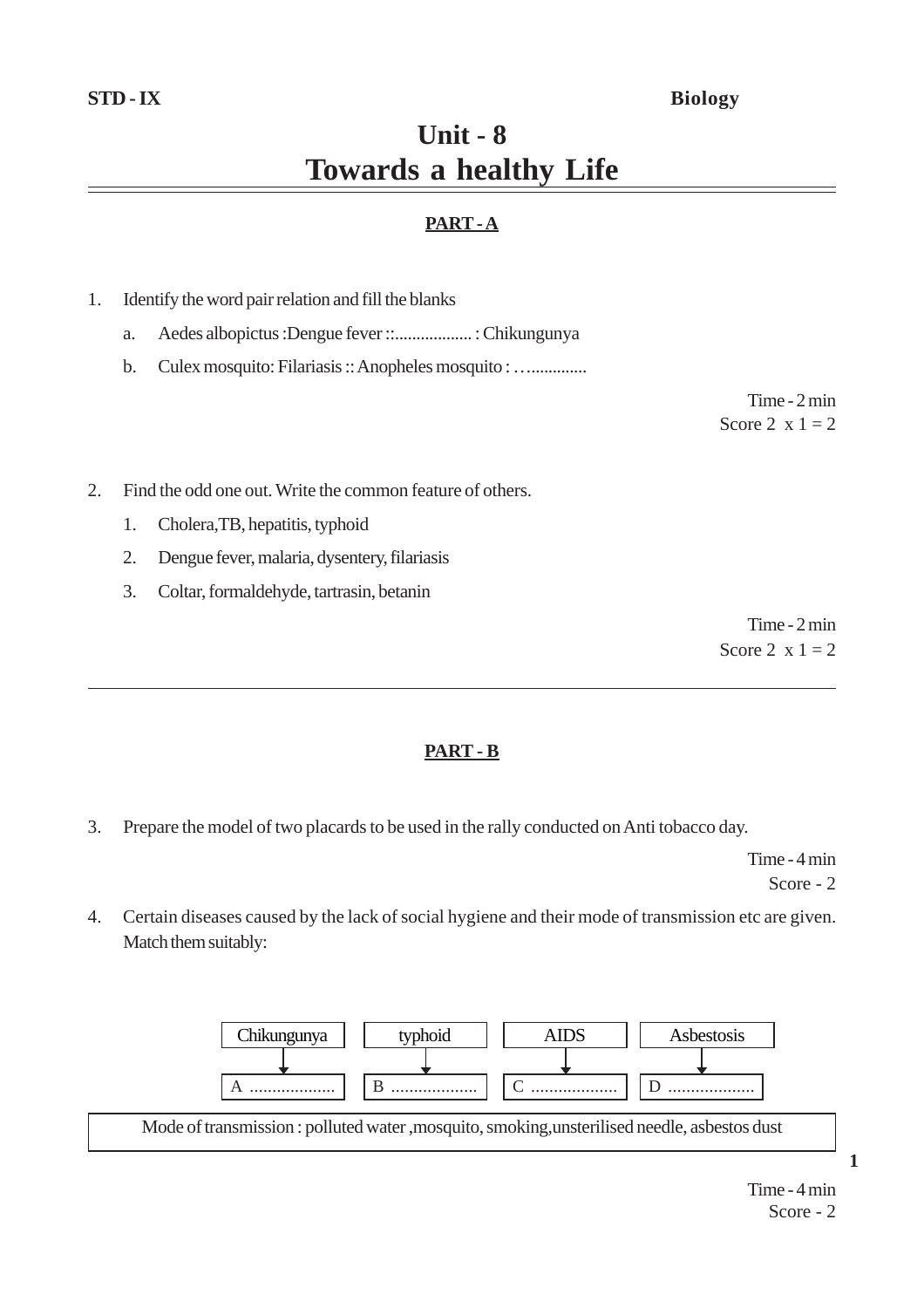**STD - IX** **Biology**

# Unit - 8
# Towards a healthy Life

## PART - A

1. Identify the word pair relation and fill the blanks
   a. Aedes albopictus :Dengue fever ::.................. : Chikungunya
   b. Culex mosquito: Filariasis :: Anopheles mosquito : …............

Time - 2 min
Score 2 x 1 = 2

2. Find the odd one out. Write the common feature of others.
   1. Cholera,TB, hepatitis, typhoid
   2. Dengue fever, malaria, dysentery, filariasis
   3. Coltar, formaldehyde, tartrasin, betanin

Time - 2 min
Score 2 x 1 = 2

---

## PART - B

3. Prepare the model of two placards to be used in the rally conducted on Anti tobacco day.

Time - 4 min
Score - 2

4. Certain diseases caused by the lack of social hygiene and their mode of transmission etc are given. Match them suitably:

| Chikungunya | typhoid | AIDS | Asbestosis |
|---|---|---|---|
| ↓ | ↓ | ↓ | ↓ |
| A .................. | B .................. | C .................. | D .................. |

Mode of transmission : polluted water ,mosquito, smoking,unsterilised needle, asbestos dust

Time - 4 min
Score - 2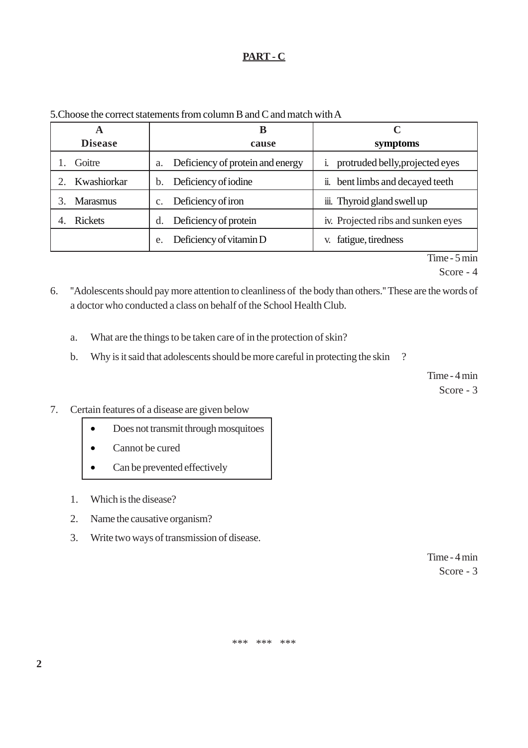## PART - C

5.Choose the correct statements from column B and C and match with A

| A<br>Disease | B<br>cause | C<br>symptoms |
|---|---|---|
| 1. Goitre | a. Deficiency of protein and energy | i. protruded belly,projected eyes |
| 2. Kwashiorkar | b. Deficiency of iodine | ii. bent limbs and decayed teeth |
| 3. Marasmus | c. Deficiency of iron | iii. Thyroid gland swell up |
| 4. Rickets | d. Deficiency of protein | iv. Projected ribs and sunken eyes |
| | e. Deficiency of vitamin D | v. fatigue, tiredness |

Time - 5 min
Score - 4

6. "Adolescents should pay more attention to cleanliness of the body than others." These are the words of a doctor who conducted a class on behalf of the School Health Club.

   a. What are the things to be taken care of in the protection of skin?

   b. Why is it said that adolescents should be more careful in protecting the skin ?

Time - 4 min
Score - 3

7. Certain features of a disease are given below

   - Does not transmit through mosquitoes
   - Cannot be cured
   - Can be prevented effectively

   1. Which is the disease?
   2. Name the causative organism?
   3. Write two ways of transmission of disease.

Time - 4 min
Score - 3

\*\*\* \*\*\* \*\*\*